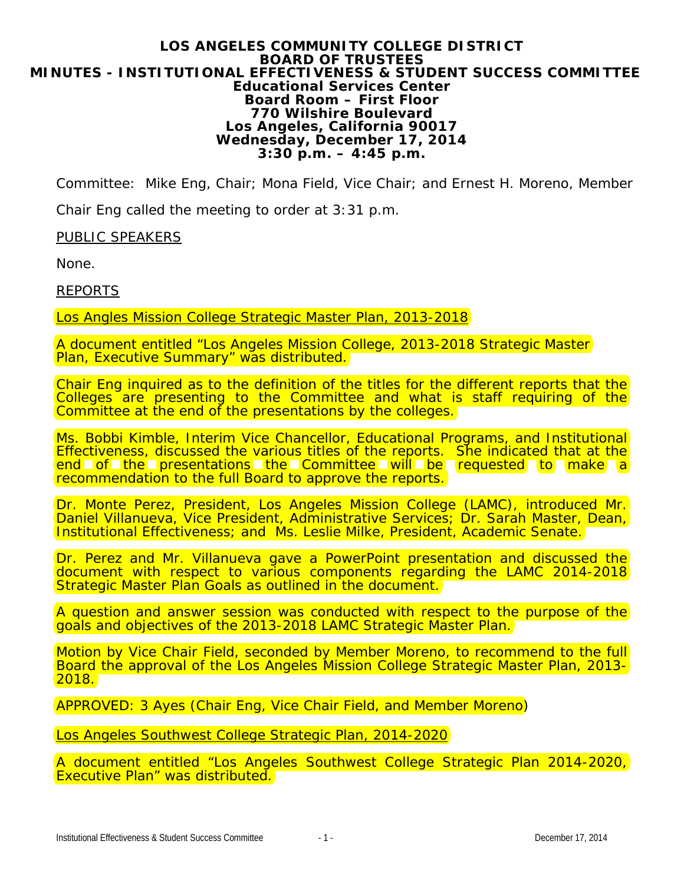# LOS ANGELES COMMUNITY COLLEGE DISTRICT
## BOARD OF TRUSTEES
## MINUTES - INSTITUTIONAL EFFECTIVENESS & STUDENT SUCCESS COMMITTEE
### Educational Services Center
### Board Room – First Floor
### 770 Wilshire Boulevard
### Los Angeles, California 90017
### Wednesday, December 17, 2014
### 3:30 p.m. – 4:45 p.m.

Committee: Mike Eng, Chair; Mona Field, Vice Chair; and Ernest H. Moreno, Member

Chair Eng called the meeting to order at 3:31 p.m.

PUBLIC SPEAKERS

None.

REPORTS

Los Angles Mission College Strategic Master Plan, 2013-2018

A document entitled "Los Angeles Mission College, 2013-2018 Strategic Master Plan, Executive Summary" was distributed.

Chair Eng inquired as to the definition of the titles for the different reports that the Colleges are presenting to the Committee and what is staff requiring of the Committee at the end of the presentations by the colleges.

Ms. Bobbi Kimble, Interim Vice Chancellor, Educational Programs, and Institutional Effectiveness, discussed the various titles of the reports. She indicated that at the end of the presentations the Committee will be requested to make a recommendation to the full Board to approve the reports.

Dr. Monte Perez, President, Los Angeles Mission College (LAMC), introduced Mr. Daniel Villanueva, Vice President, Administrative Services; Dr. Sarah Master, Dean, Institutional Effectiveness; and Ms. Leslie Milke, President, Academic Senate.

Dr. Perez and Mr. Villanueva gave a PowerPoint presentation and discussed the document with respect to various components regarding the LAMC 2014-2018 Strategic Master Plan Goals as outlined in the document.

A question and answer session was conducted with respect to the purpose of the goals and objectives of the 2013-2018 LAMC Strategic Master Plan.

Motion by Vice Chair Field, seconded by Member Moreno, to recommend to the full Board the approval of the Los Angeles Mission College Strategic Master Plan, 2013-2018.

APPROVED: 3 Ayes (Chair Eng, Vice Chair Field, and Member Moreno)

Los Angeles Southwest College Strategic Plan, 2014-2020

A document entitled "Los Angeles Southwest College Strategic Plan 2014-2020, Executive Plan" was distributed.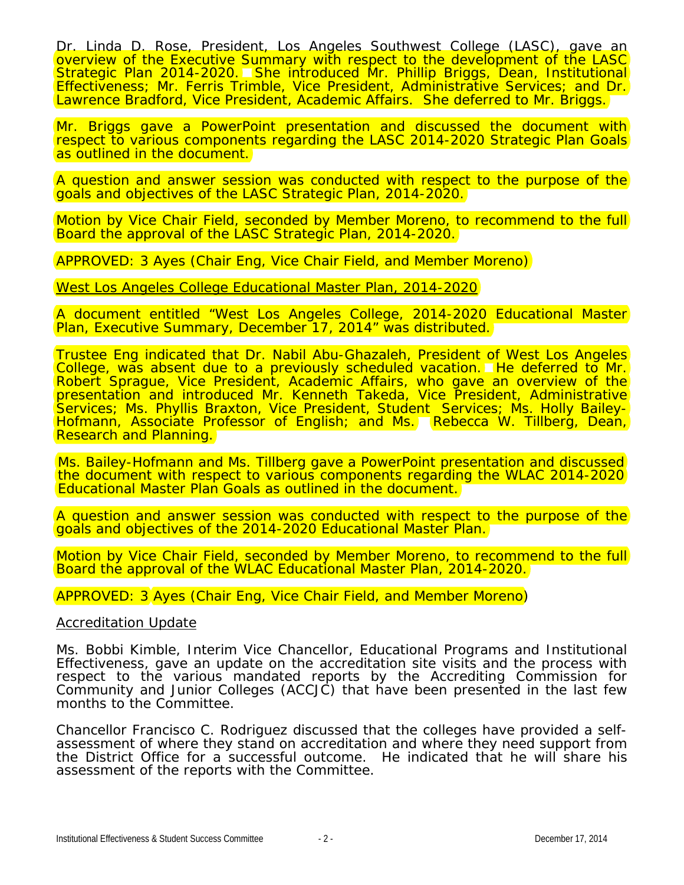Dr. Linda D. Rose, President, Los Angeles Southwest College (LASC), gave an overview of the Executive Summary with respect to the development of the LASC Strategic Plan 2014-2020. She introduced Mr. Phillip Briggs, Dean, Institutional Effectiveness; Mr. Ferris Trimble, Vice President, Administrative Services; and Dr. Lawrence Bradford, Vice President, Academic Affairs. She deferred to Mr. Briggs.

Mr. Briggs gave a PowerPoint presentation and discussed the document with respect to various components regarding the LASC 2014-2020 Strategic Plan Goals as outlined in the document.

A question and answer session was conducted with respect to the purpose of the goals and objectives of the LASC Strategic Plan, 2014-2020.

Motion by Vice Chair Field, seconded by Member Moreno, to recommend to the full Board the approval of the LASC Strategic Plan, 2014-2020.

APPROVED: 3 Ayes (Chair Eng, Vice Chair Field, and Member Moreno)

<u>West Los Angeles College Educational Master Plan, 2014-2020</u>

A document entitled "West Los Angeles College, 2014-2020 Educational Master Plan, Executive Summary, December 17, 2014" was distributed.

Trustee Eng indicated that Dr. Nabil Abu-Ghazaleh, President of West Los Angeles College, was absent due to a previously scheduled vacation. He deferred to Mr. Robert Sprague, Vice President, Academic Affairs, who gave an overview of the presentation and introduced Mr. Kenneth Takeda, Vice President, Administrative Services; Ms. Phyllis Braxton, Vice President, Student Services; Ms. Holly Bailey-Hofmann, Associate Professor of English; and Ms. Rebecca W. Tillberg, Dean, Research and Planning.

Ms. Bailey-Hofmann and Ms. Tillberg gave a PowerPoint presentation and discussed the document with respect to various components regarding the WLAC 2014-2020 Educational Master Plan Goals as outlined in the document.

A question and answer session was conducted with respect to the purpose of the goals and objectives of the 2014-2020 Educational Master Plan.

Motion by Vice Chair Field, seconded by Member Moreno, to recommend to the full Board the approval of the WLAC Educational Master Plan, 2014-2020.

APPROVED: 3 Ayes (Chair Eng, Vice Chair Field, and Member Moreno)

<u>Accreditation Update</u>

Ms. Bobbi Kimble, Interim Vice Chancellor, Educational Programs and Institutional Effectiveness, gave an update on the accreditation site visits and the process with respect to the various mandated reports by the Accrediting Commission for Community and Junior Colleges (ACCJC) that have been presented in the last few months to the Committee.

Chancellor Francisco C. Rodriguez discussed that the colleges have provided a self-assessment of where they stand on accreditation and where they need support from the District Office for a successful outcome. He indicated that he will share his assessment of the reports with the Committee.